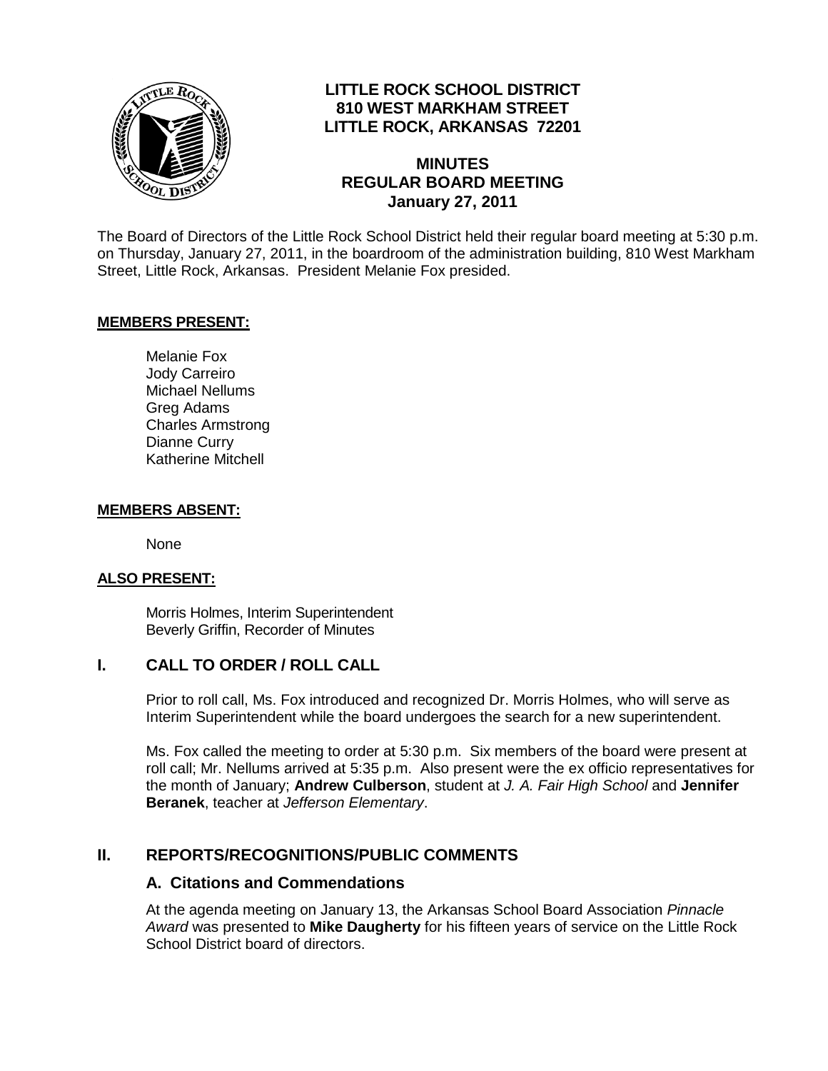# LITTLE ROCK SCHOOL DISTRICT
## 810 WEST MARKHAM STREET
## LITTLE ROCK, ARKANSAS 72201

## MINUTES
## REGULAR BOARD MEETING
## January 27, 2011

The Board of Directors of the Little Rock School District held their regular board meeting at 5:30 p.m. on Thursday, January 27, 2011, in the boardroom of the administration building, 810 West Markham Street, Little Rock, Arkansas. President Melanie Fox presided.

**MEMBERS PRESENT:**

Melanie Fox
Jody Carreiro
Michael Nellums
Greg Adams
Charles Armstrong
Dianne Curry
Katherine Mitchell

**MEMBERS ABSENT:**

None

**ALSO PRESENT:**

Morris Holmes, Interim Superintendent
Beverly Griffin, Recorder of Minutes

## I. CALL TO ORDER / ROLL CALL

Prior to roll call, Ms. Fox introduced and recognized Dr. Morris Holmes, who will serve as Interim Superintendent while the board undergoes the search for a new superintendent.

Ms. Fox called the meeting to order at 5:30 p.m. Six members of the board were present at roll call; Mr. Nellums arrived at 5:35 p.m. Also present were the ex officio representatives for the month of January; **Andrew Culberson**, student at *J. A. Fair High School* and **Jennifer Beranek**, teacher at *Jefferson Elementary*.

## II. REPORTS/RECOGNITIONS/PUBLIC COMMENTS

### A. Citations and Commendations

At the agenda meeting on January 13, the Arkansas School Board Association *Pinnacle Award* was presented to **Mike Daugherty** for his fifteen years of service on the Little Rock School District board of directors.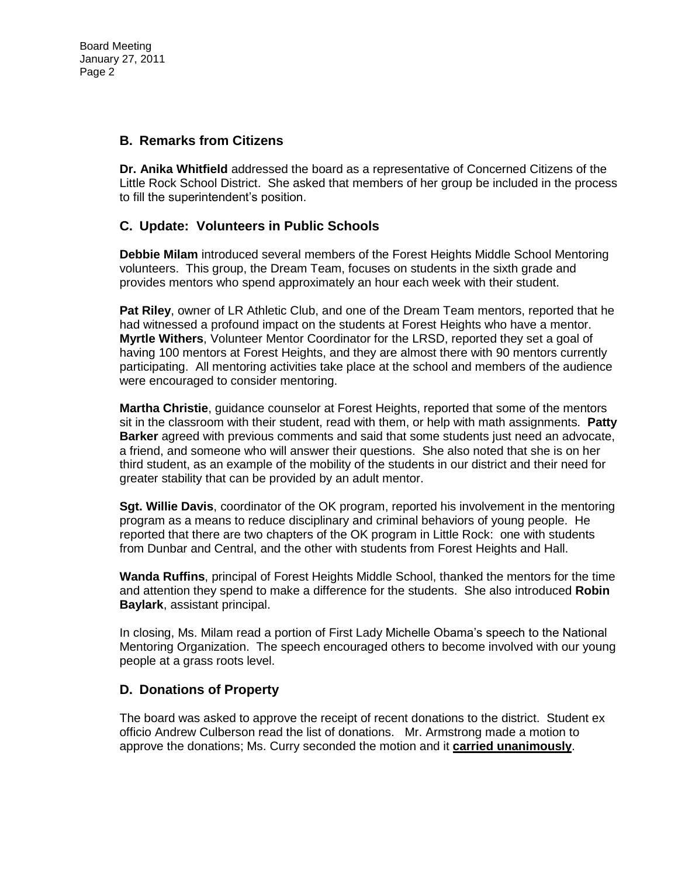## B. Remarks from Citizens

**Dr. Anika Whitfield** addressed the board as a representative of Concerned Citizens of the Little Rock School District. She asked that members of her group be included in the process to fill the superintendent's position.

## C. Update: Volunteers in Public Schools

**Debbie Milam** introduced several members of the Forest Heights Middle School Mentoring volunteers. This group, the Dream Team, focuses on students in the sixth grade and provides mentors who spend approximately an hour each week with their student.

**Pat Riley**, owner of LR Athletic Club, and one of the Dream Team mentors, reported that he had witnessed a profound impact on the students at Forest Heights who have a mentor. **Myrtle Withers**, Volunteer Mentor Coordinator for the LRSD, reported they set a goal of having 100 mentors at Forest Heights, and they are almost there with 90 mentors currently participating. All mentoring activities take place at the school and members of the audience were encouraged to consider mentoring.

**Martha Christie**, guidance counselor at Forest Heights, reported that some of the mentors sit in the classroom with their student, read with them, or help with math assignments. **Patty Barker** agreed with previous comments and said that some students just need an advocate, a friend, and someone who will answer their questions. She also noted that she is on her third student, as an example of the mobility of the students in our district and their need for greater stability that can be provided by an adult mentor.

**Sgt. Willie Davis**, coordinator of the OK program, reported his involvement in the mentoring program as a means to reduce disciplinary and criminal behaviors of young people. He reported that there are two chapters of the OK program in Little Rock: one with students from Dunbar and Central, and the other with students from Forest Heights and Hall.

**Wanda Ruffins**, principal of Forest Heights Middle School, thanked the mentors for the time and attention they spend to make a difference for the students. She also introduced **Robin Baylark**, assistant principal.

In closing, Ms. Milam read a portion of First Lady Michelle Obama's speech to the National Mentoring Organization. The speech encouraged others to become involved with our young people at a grass roots level.

## D. Donations of Property

The board was asked to approve the receipt of recent donations to the district. Student ex officio Andrew Culberson read the list of donations. Mr. Armstrong made a motion to approve the donations; Ms. Curry seconded the motion and it **carried unanimously**.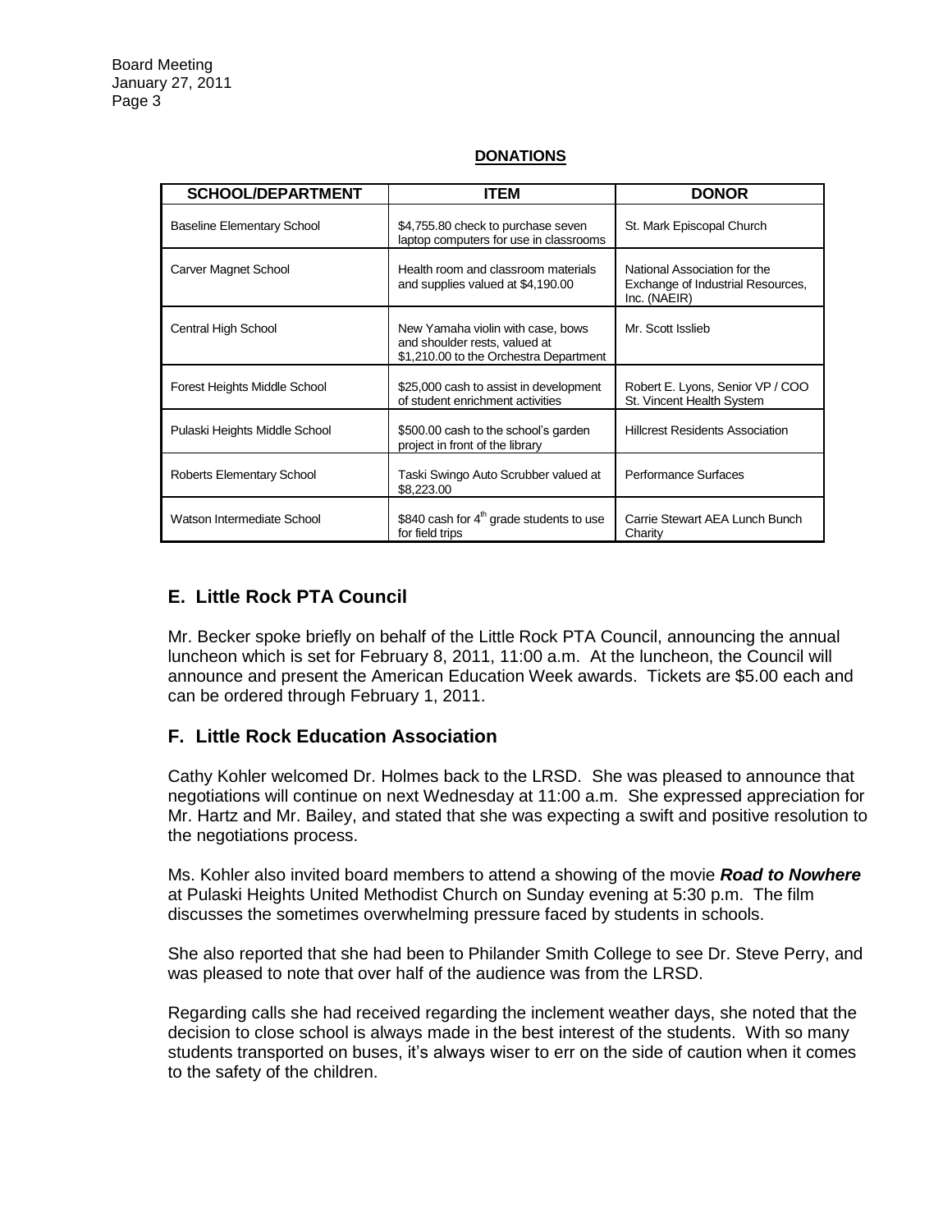## DONATIONS

| SCHOOL/DEPARTMENT | ITEM | DONOR |
|---|---|---|
| Baseline Elementary School | $4,755.80 check to purchase seven laptop computers for use in classrooms | St. Mark Episcopal Church |
| Carver Magnet School | Health room and classroom materials and supplies valued at $4,190.00 | National Association for the Exchange of Industrial Resources, Inc. (NAEIR) |
| Central High School | New Yamaha violin with case, bows and shoulder rests, valued at $1,210.00 to the Orchestra Department | Mr. Scott Isslieb |
| Forest Heights Middle School | $25,000 cash to assist in development of student enrichment activities | Robert E. Lyons, Senior VP / COO St. Vincent Health System |
| Pulaski Heights Middle School | $500.00 cash to the school's garden project in front of the library | Hillcrest Residents Association |
| Roberts Elementary School | Taski Swingo Auto Scrubber valued at $8,223.00 | Performance Surfaces |
| Watson Intermediate School | $840 cash for 4th grade students to use for field trips | Carrie Stewart AEA Lunch Bunch Charity |

## E. Little Rock PTA Council

Mr. Becker spoke briefly on behalf of the Little Rock PTA Council, announcing the annual luncheon which is set for February 8, 2011, 11:00 a.m. At the luncheon, the Council will announce and present the American Education Week awards. Tickets are $5.00 each and can be ordered through February 1, 2011.

## F. Little Rock Education Association

Cathy Kohler welcomed Dr. Holmes back to the LRSD. She was pleased to announce that negotiations will continue on next Wednesday at 11:00 a.m. She expressed appreciation for Mr. Hartz and Mr. Bailey, and stated that she was expecting a swift and positive resolution to the negotiations process.

Ms. Kohler also invited board members to attend a showing of the movie ***Road to Nowhere*** at Pulaski Heights United Methodist Church on Sunday evening at 5:30 p.m. The film discusses the sometimes overwhelming pressure faced by students in schools.

She also reported that she had been to Philander Smith College to see Dr. Steve Perry, and was pleased to note that over half of the audience was from the LRSD.

Regarding calls she had received regarding the inclement weather days, she noted that the decision to close school is always made in the best interest of the students. With so many students transported on buses, it's always wiser to err on the side of caution when it comes to the safety of the children.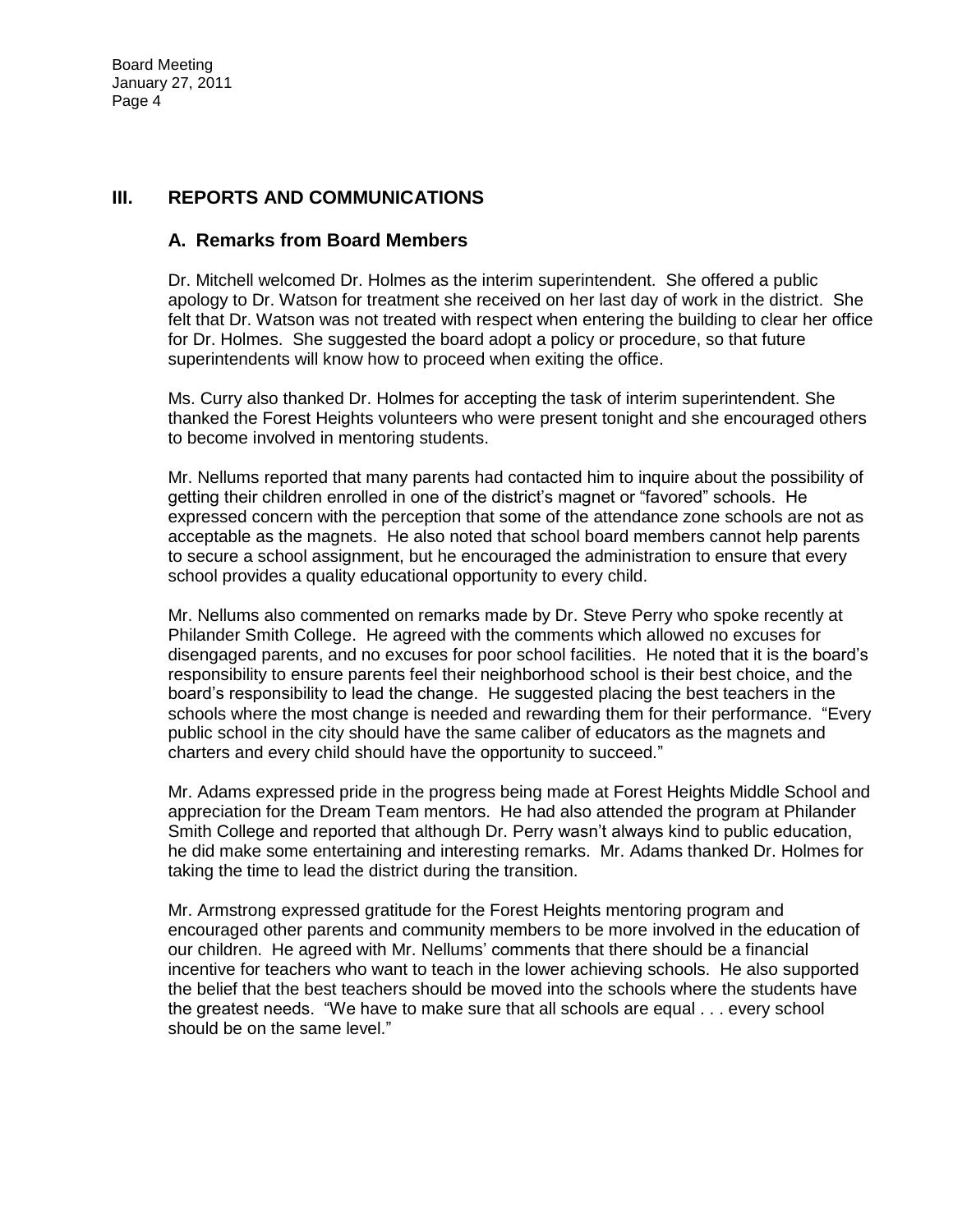## III. REPORTS AND COMMUNICATIONS

### A. Remarks from Board Members

Dr. Mitchell welcomed Dr. Holmes as the interim superintendent. She offered a public apology to Dr. Watson for treatment she received on her last day of work in the district. She felt that Dr. Watson was not treated with respect when entering the building to clear her office for Dr. Holmes. She suggested the board adopt a policy or procedure, so that future superintendents will know how to proceed when exiting the office.

Ms. Curry also thanked Dr. Holmes for accepting the task of interim superintendent. She thanked the Forest Heights volunteers who were present tonight and she encouraged others to become involved in mentoring students.

Mr. Nellums reported that many parents had contacted him to inquire about the possibility of getting their children enrolled in one of the district's magnet or "favored" schools. He expressed concern with the perception that some of the attendance zone schools are not as acceptable as the magnets. He also noted that school board members cannot help parents to secure a school assignment, but he encouraged the administration to ensure that every school provides a quality educational opportunity to every child.

Mr. Nellums also commented on remarks made by Dr. Steve Perry who spoke recently at Philander Smith College. He agreed with the comments which allowed no excuses for disengaged parents, and no excuses for poor school facilities. He noted that it is the board's responsibility to ensure parents feel their neighborhood school is their best choice, and the board's responsibility to lead the change. He suggested placing the best teachers in the schools where the most change is needed and rewarding them for their performance. "Every public school in the city should have the same caliber of educators as the magnets and charters and every child should have the opportunity to succeed."

Mr. Adams expressed pride in the progress being made at Forest Heights Middle School and appreciation for the Dream Team mentors. He had also attended the program at Philander Smith College and reported that although Dr. Perry wasn't always kind to public education, he did make some entertaining and interesting remarks. Mr. Adams thanked Dr. Holmes for taking the time to lead the district during the transition.

Mr. Armstrong expressed gratitude for the Forest Heights mentoring program and encouraged other parents and community members to be more involved in the education of our children. He agreed with Mr. Nellums' comments that there should be a financial incentive for teachers who want to teach in the lower achieving schools. He also supported the belief that the best teachers should be moved into the schools where the students have the greatest needs. "We have to make sure that all schools are equal . . . every school should be on the same level."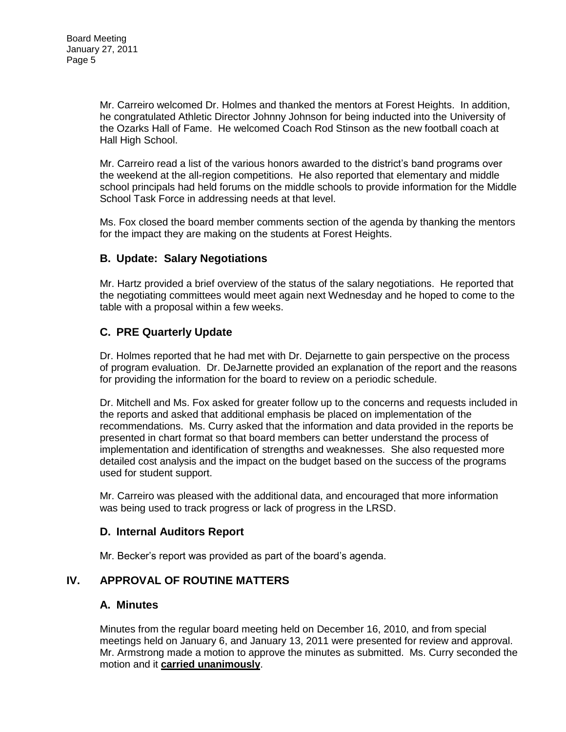Mr. Carreiro welcomed Dr. Holmes and thanked the mentors at Forest Heights. In addition, he congratulated Athletic Director Johnny Johnson for being inducted into the University of the Ozarks Hall of Fame. He welcomed Coach Rod Stinson as the new football coach at Hall High School.

Mr. Carreiro read a list of the various honors awarded to the district's band programs over the weekend at the all-region competitions. He also reported that elementary and middle school principals had held forums on the middle schools to provide information for the Middle School Task Force in addressing needs at that level.

Ms. Fox closed the board member comments section of the agenda by thanking the mentors for the impact they are making on the students at Forest Heights.

### B. Update: Salary Negotiations

Mr. Hartz provided a brief overview of the status of the salary negotiations. He reported that the negotiating committees would meet again next Wednesday and he hoped to come to the table with a proposal within a few weeks.

### C. PRE Quarterly Update

Dr. Holmes reported that he had met with Dr. Dejarnette to gain perspective on the process of program evaluation. Dr. DeJarnette provided an explanation of the report and the reasons for providing the information for the board to review on a periodic schedule.

Dr. Mitchell and Ms. Fox asked for greater follow up to the concerns and requests included in the reports and asked that additional emphasis be placed on implementation of the recommendations. Ms. Curry asked that the information and data provided in the reports be presented in chart format so that board members can better understand the process of implementation and identification of strengths and weaknesses. She also requested more detailed cost analysis and the impact on the budget based on the success of the programs used for student support.

Mr. Carreiro was pleased with the additional data, and encouraged that more information was being used to track progress or lack of progress in the LRSD.

### D. Internal Auditors Report

Mr. Becker's report was provided as part of the board's agenda.

## IV. APPROVAL OF ROUTINE MATTERS

### A. Minutes

Minutes from the regular board meeting held on December 16, 2010, and from special meetings held on January 6, and January 13, 2011 were presented for review and approval. Mr. Armstrong made a motion to approve the minutes as submitted. Ms. Curry seconded the motion and it **carried unanimously**.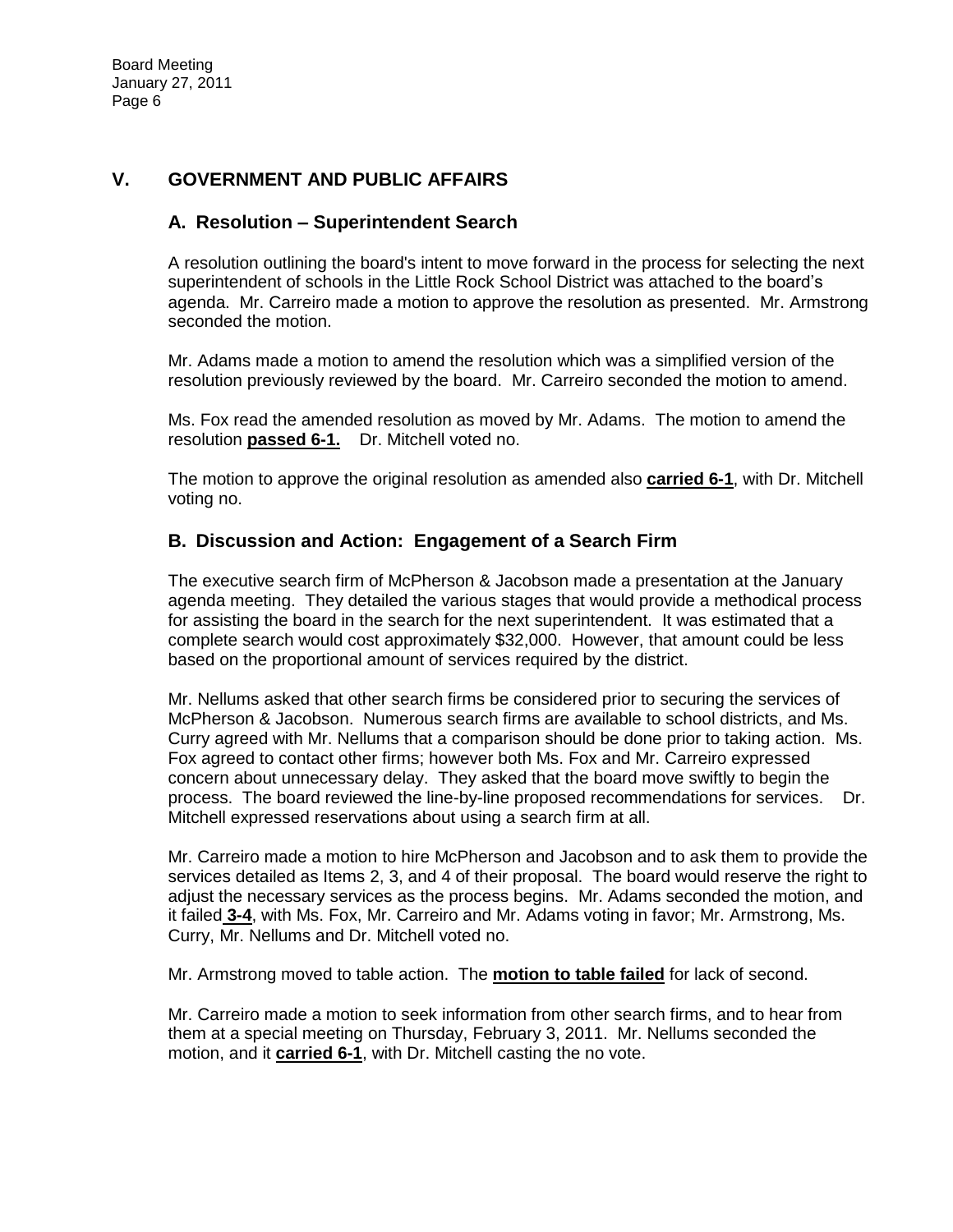## V. GOVERNMENT AND PUBLIC AFFAIRS

### A. Resolution – Superintendent Search

A resolution outlining the board's intent to move forward in the process for selecting the next superintendent of schools in the Little Rock School District was attached to the board's agenda. Mr. Carreiro made a motion to approve the resolution as presented. Mr. Armstrong seconded the motion.

Mr. Adams made a motion to amend the resolution which was a simplified version of the resolution previously reviewed by the board. Mr. Carreiro seconded the motion to amend.

Ms. Fox read the amended resolution as moved by Mr. Adams. The motion to amend the resolution **passed 6-1.** Dr. Mitchell voted no.

The motion to approve the original resolution as amended also **carried 6-1**, with Dr. Mitchell voting no.

### B. Discussion and Action: Engagement of a Search Firm

The executive search firm of McPherson & Jacobson made a presentation at the January agenda meeting. They detailed the various stages that would provide a methodical process for assisting the board in the search for the next superintendent. It was estimated that a complete search would cost approximately $32,000. However, that amount could be less based on the proportional amount of services required by the district.

Mr. Nellums asked that other search firms be considered prior to securing the services of McPherson & Jacobson. Numerous search firms are available to school districts, and Ms. Curry agreed with Mr. Nellums that a comparison should be done prior to taking action. Ms. Fox agreed to contact other firms; however both Ms. Fox and Mr. Carreiro expressed concern about unnecessary delay. They asked that the board move swiftly to begin the process. The board reviewed the line-by-line proposed recommendations for services. Dr. Mitchell expressed reservations about using a search firm at all.

Mr. Carreiro made a motion to hire McPherson and Jacobson and to ask them to provide the services detailed as Items 2, 3, and 4 of their proposal. The board would reserve the right to adjust the necessary services as the process begins. Mr. Adams seconded the motion, and it failed **3-4**, with Ms. Fox, Mr. Carreiro and Mr. Adams voting in favor; Mr. Armstrong, Ms. Curry, Mr. Nellums and Dr. Mitchell voted no.

Mr. Armstrong moved to table action. The **motion to table failed** for lack of second.

Mr. Carreiro made a motion to seek information from other search firms, and to hear from them at a special meeting on Thursday, February 3, 2011. Mr. Nellums seconded the motion, and it **carried 6-1**, with Dr. Mitchell casting the no vote.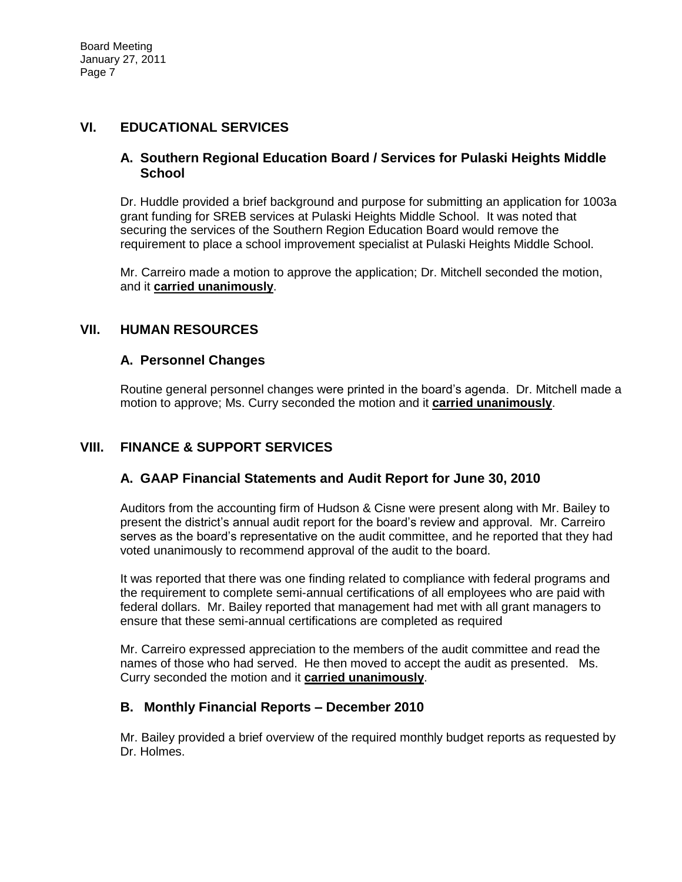## VI. EDUCATIONAL SERVICES

### A. Southern Regional Education Board / Services for Pulaski Heights Middle School

Dr. Huddle provided a brief background and purpose for submitting an application for 1003a grant funding for SREB services at Pulaski Heights Middle School. It was noted that securing the services of the Southern Region Education Board would remove the requirement to place a school improvement specialist at Pulaski Heights Middle School.

Mr. Carreiro made a motion to approve the application; Dr. Mitchell seconded the motion, and it **carried unanimously**.

## VII. HUMAN RESOURCES

### A. Personnel Changes

Routine general personnel changes were printed in the board's agenda. Dr. Mitchell made a motion to approve; Ms. Curry seconded the motion and it **carried unanimously**.

## VIII. FINANCE & SUPPORT SERVICES

### A. GAAP Financial Statements and Audit Report for June 30, 2010

Auditors from the accounting firm of Hudson & Cisne were present along with Mr. Bailey to present the district's annual audit report for the board's review and approval. Mr. Carreiro serves as the board's representative on the audit committee, and he reported that they had voted unanimously to recommend approval of the audit to the board.

It was reported that there was one finding related to compliance with federal programs and the requirement to complete semi-annual certifications of all employees who are paid with federal dollars. Mr. Bailey reported that management had met with all grant managers to ensure that these semi-annual certifications are completed as required

Mr. Carreiro expressed appreciation to the members of the audit committee and read the names of those who had served. He then moved to accept the audit as presented. Ms. Curry seconded the motion and it **carried unanimously**.

### B. Monthly Financial Reports – December 2010

Mr. Bailey provided a brief overview of the required monthly budget reports as requested by Dr. Holmes.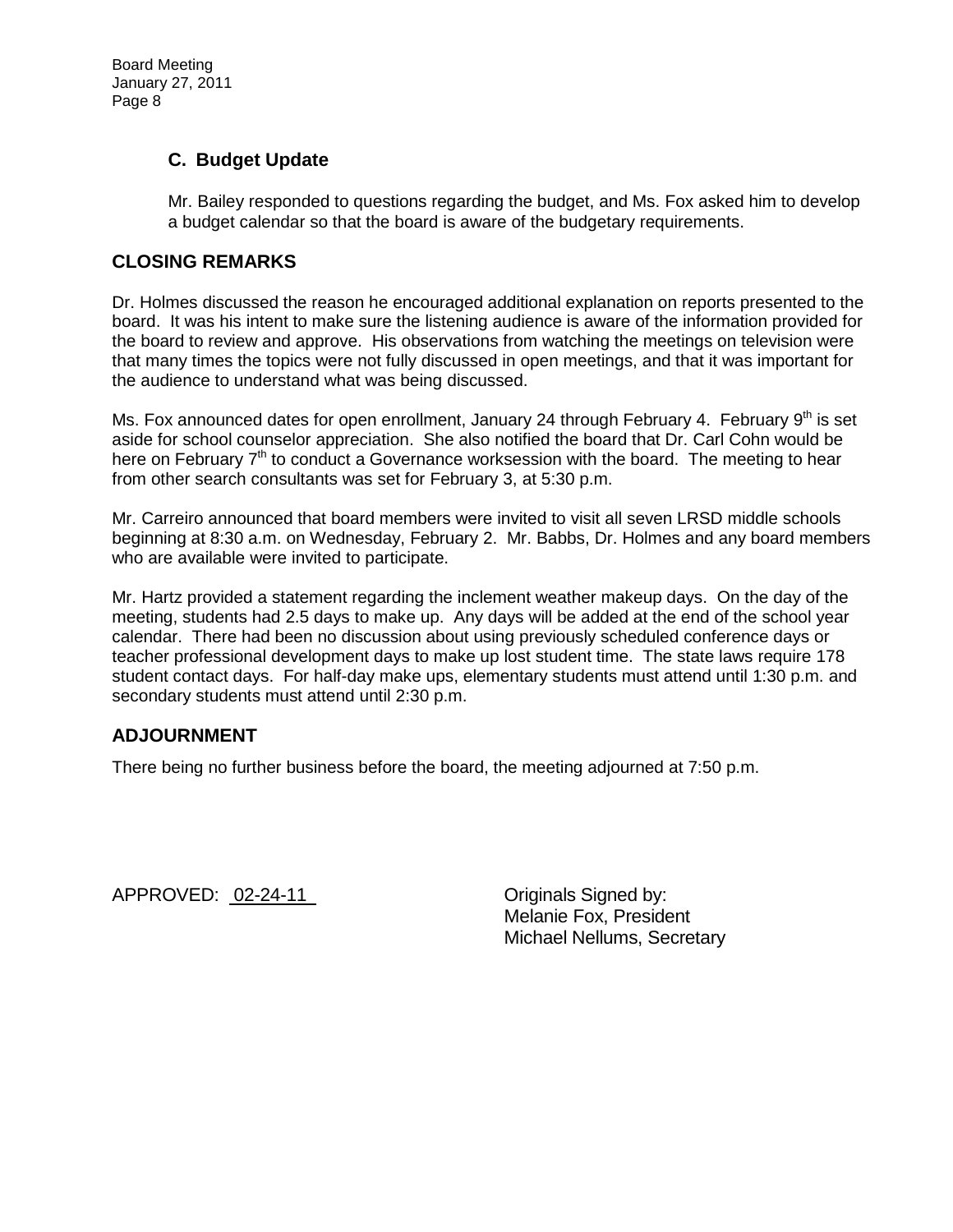### C. Budget Update

Mr. Bailey responded to questions regarding the budget, and Ms. Fox asked him to develop a budget calendar so that the board is aware of the budgetary requirements.

## CLOSING REMARKS

Dr. Holmes discussed the reason he encouraged additional explanation on reports presented to the board. It was his intent to make sure the listening audience is aware of the information provided for the board to review and approve. His observations from watching the meetings on television were that many times the topics were not fully discussed in open meetings, and that it was important for the audience to understand what was being discussed.

Ms. Fox announced dates for open enrollment, January 24 through February 4. February 9th is set aside for school counselor appreciation. She also notified the board that Dr. Carl Cohn would be here on February 7th to conduct a Governance worksession with the board. The meeting to hear from other search consultants was set for February 3, at 5:30 p.m.

Mr. Carreiro announced that board members were invited to visit all seven LRSD middle schools beginning at 8:30 a.m. on Wednesday, February 2. Mr. Babbs, Dr. Holmes and any board members who are available were invited to participate.

Mr. Hartz provided a statement regarding the inclement weather makeup days. On the day of the meeting, students had 2.5 days to make up. Any days will be added at the end of the school year calendar. There had been no discussion about using previously scheduled conference days or teacher professional development days to make up lost student time. The state laws require 178 student contact days. For half-day make ups, elementary students must attend until 1:30 p.m. and secondary students must attend until 2:30 p.m.

## ADJOURNMENT

There being no further business before the board, the meeting adjourned at 7:50 p.m.

APPROVED: 02-24-11

Originals Signed by:
Melanie Fox, President
Michael Nellums, Secretary